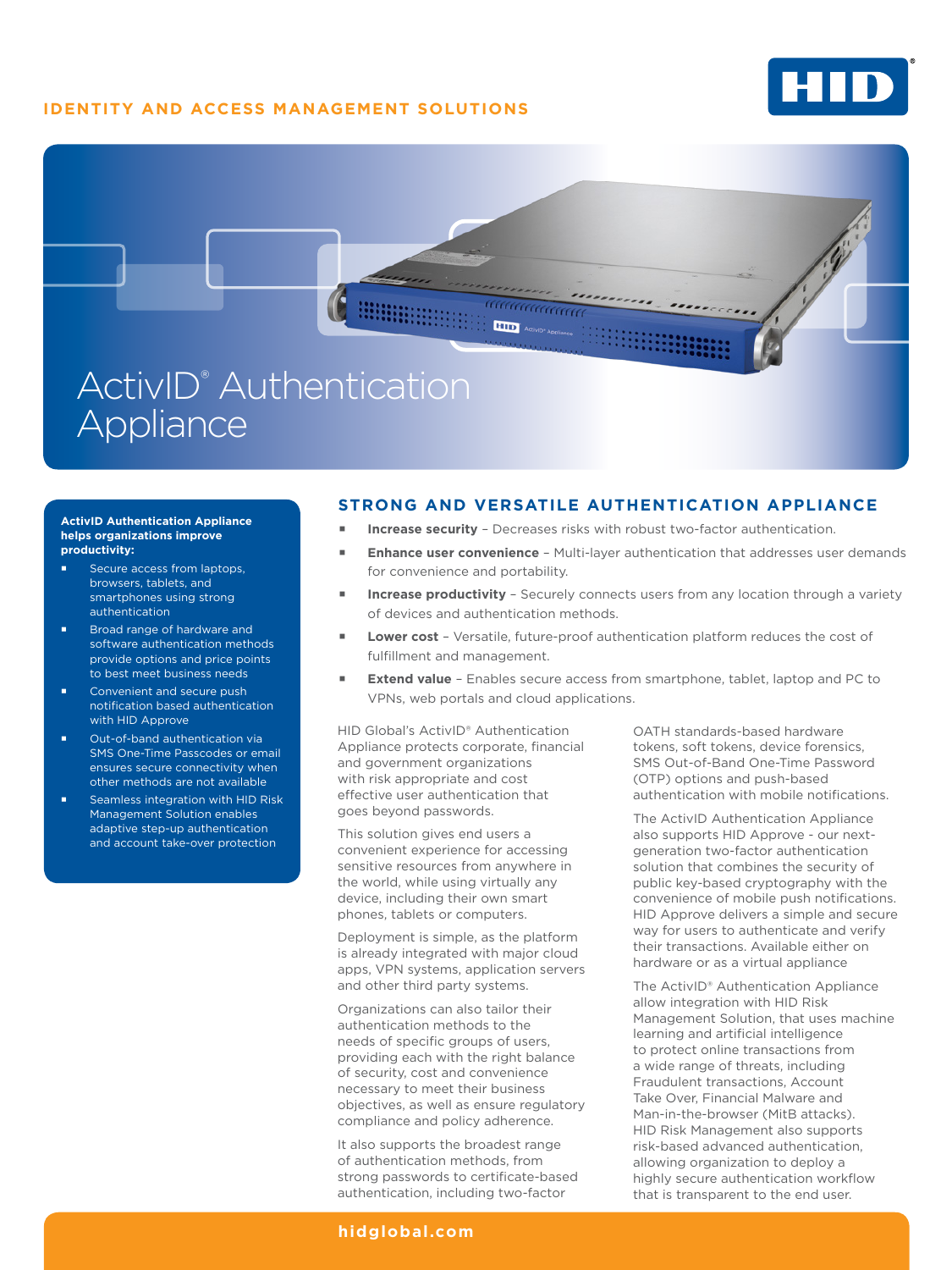IDENTITY AND ACCESS MANAGEMENT SOLUTIONS

# ActivID® Authentication Appliance

**ActivID Authentication Appliance helps organizations improve productivity:**

- Secure access from laptops, browsers, tablets, and smartphones using strong authentication
- Broad range of hardware and software authentication methods provide options and price points to best meet business needs
- Convenient and secure push notification based authentication with HID Approve
- Out-of-band authentication via SMS One-Time Passcodes or email ensures secure connectivity when other methods are not available
- Seamless integration with HID Risk Management Solution enables adaptive step-up authentication and account take-over protection

## STRONG AND VERSATILE AUTHENTICATION APPLIANCE

- **Increase security** – Decreases risks with robust two-factor authentication.
- **Enhance user convenience** – Multi-layer authentication that addresses user demands for convenience and portability.
- **Increase productivity** – Securely connects users from any location through a variety of devices and authentication methods.
- **Lower cost** – Versatile, future-proof authentication platform reduces the cost of fulfillment and management.
- **Extend value** – Enables secure access from smartphone, tablet, laptop and PC to VPNs, web portals and cloud applications.

HID Global's ActivID® Authentication Appliance protects corporate, financial and government organizations with risk appropriate and cost effective user authentication that goes beyond passwords.

This solution gives end users a convenient experience for accessing sensitive resources from anywhere in the world, while using virtually any device, including their own smart phones, tablets or computers.

Deployment is simple, as the platform is already integrated with major cloud apps, VPN systems, application servers and other third party systems.

Organizations can also tailor their authentication methods to the needs of specific groups of users, providing each with the right balance of security, cost and convenience necessary to meet their business objectives, as well as ensure regulatory compliance and policy adherence.

It also supports the broadest range of authentication methods, from strong passwords to certificate-based authentication, including two-factor OATH standards-based hardware tokens, soft tokens, device forensics, SMS Out-of-Band One-Time Password (OTP) options and push-based authentication with mobile notifications.

The ActivID Authentication Appliance also supports HID Approve - our next-generation two-factor authentication solution that combines the security of public key-based cryptography with the convenience of mobile push notifications. HID Approve delivers a simple and secure way for users to authenticate and verify their transactions. Available either on hardware or as a virtual appliance

The ActivID® Authentication Appliance allow integration with HID Risk Management Solution, that uses machine learning and artificial intelligence to protect online transactions from a wide range of threats, including Fraudulent transactions, Account Take Over, Financial Malware and Man-in-the-browser (MitB attacks). HID Risk Management also supports risk-based advanced authentication, allowing organization to deploy a highly secure authentication workflow that is transparent to the end user.

hidglobal.com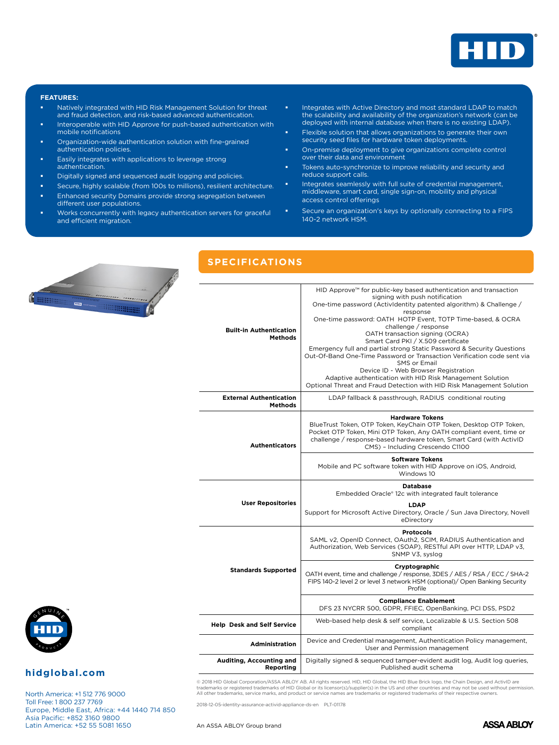## FEATURES:

- Natively integrated with HID Risk Management Solution for threat and fraud detection, and risk-based advanced authentication.
- Interoperable with HID Approve for push-based authentication with mobile notifications
- Organization-wide authentication solution with fine-grained authentication policies.
- Easily integrates with applications to leverage strong authentication.
- Digitally signed and sequenced audit logging and policies.
- Secure, highly scalable (from 100s to millions), resilient architecture.
- Enhanced security Domains provide strong segregation between different user populations.
- Works concurrently with legacy authentication servers for graceful and efficient migration.
- Integrates with Active Directory and most standard LDAP to match the scalability and availability of the organization's network (can be deployed with internal database when there is no existing LDAP).
- Flexible solution that allows organizations to generate their own security seed files for hardware token deployments.
- On-premise deployment to give organizations complete control over their data and environment
- Tokens auto-synchronize to improve reliability and security and reduce support calls.
- Integrates seamlessly with full suite of credential management, middleware, smart card, single sign-on, mobility and physical access control offerings
- Secure an organization's keys by optionally connecting to a FIPS 140-2 network HSM.

## SPECIFICATIONS

| | |
|---|---|
| **Built-in Authentication Methods** | HID Approve™ for public-key based authentication and transaction signing with push notification<br>One-time password (ActivIdentity patented algorithm) & Challenge / response<br>One-time password: OATH HOTP Event, TOTP Time-based, & OCRA challenge / response<br>OATH transaction signing (OCRA)<br>Smart Card PKI / X.509 certificate<br>Emergency full and partial strong Static Password & Security Questions<br>Out-Of-Band One-Time Password or Transaction Verification code sent via SMS or Email<br>Device ID - Web Browser Registration<br>Adaptive authentication with HID Risk Management Solution<br>Optional Threat and Fraud Detection with HID Risk Management Solution |
| **External Authentication Methods** | LDAP fallback & passthrough, RADIUS conditional routing |
| **Authenticators** | **Hardware Tokens**<br>BlueTrust Token, OTP Token, KeyChain OTP Token, Desktop OTP Token, Pocket OTP Token, Mini OTP Token, Any OATH compliant event, time or challenge / response-based hardware token, Smart Card (with ActivID CMS) – Including Crescendo C1100 |
| | **Software Tokens**<br>Mobile and PC software token with HID Approve on iOS, Android, Windows 10 |
| **User Repositories** | **Database**<br>Embedded Oracle® 12c with integrated fault tolerance<br>**LDAP**<br>Support for Microsoft Active Directory, Oracle / Sun Java Directory, Novell eDirectory |
| **Standards Supported** | **Protocols**<br>SAML v2, OpenID Connect, OAuth2, SCIM, RADIUS Authentication and Authorization, Web Services (SOAP), RESTful API over HTTP, LDAP v3, SNMP V3, syslog |
| | **Cryptographic**<br>OATH event, time and challenge / response, 3DES / AES / RSA / ECC / SHA-2<br>FIPS 140-2 level 2 or level 3 network HSM (optional)/ Open Banking Security Profile |
| | **Compliance Enablement**<br>DFS 23 NYCRR 500, GDPR, FFIEC, OpenBanking, PCI DSS, PSD2 |
| **Help Desk and Self Service** | Web-based help desk & self service, Localizable & U.S. Section 508 compliant |
| **Administration** | Device and Credential management, Authentication Policy management, User and Permission management |
| **Auditing, Accounting and Reporting** | Digitally signed & sequenced tamper-evident audit log, Audit log queries, Published audit schema |

© 2018 HID Global Corporation/ASSA ABLOY AB. All rights reserved. HID, HID Global, the HID Blue Brick logo, the Chain Design, and ActivID are trademarks or registered trademarks of HID Global or its licensor(s)/supplier(s) in the US and other countries and may not be used without permission. All other trademarks, service marks, and product or service names are trademarks or registered trademarks of their respective owners.

2018-12-05-identity-assurance-activid-appliance-ds-en PLT-01178

**hidglobal.com**

North America: +1 512 776 9000
Toll Free: 1 800 237 7769
Europe, Middle East, Africa: +44 1440 714 850
Asia Pacific: +852 3160 9800
Latin America: +52 55 5081 1650

An ASSA ABLOY Group brand

ASSA ABLOY